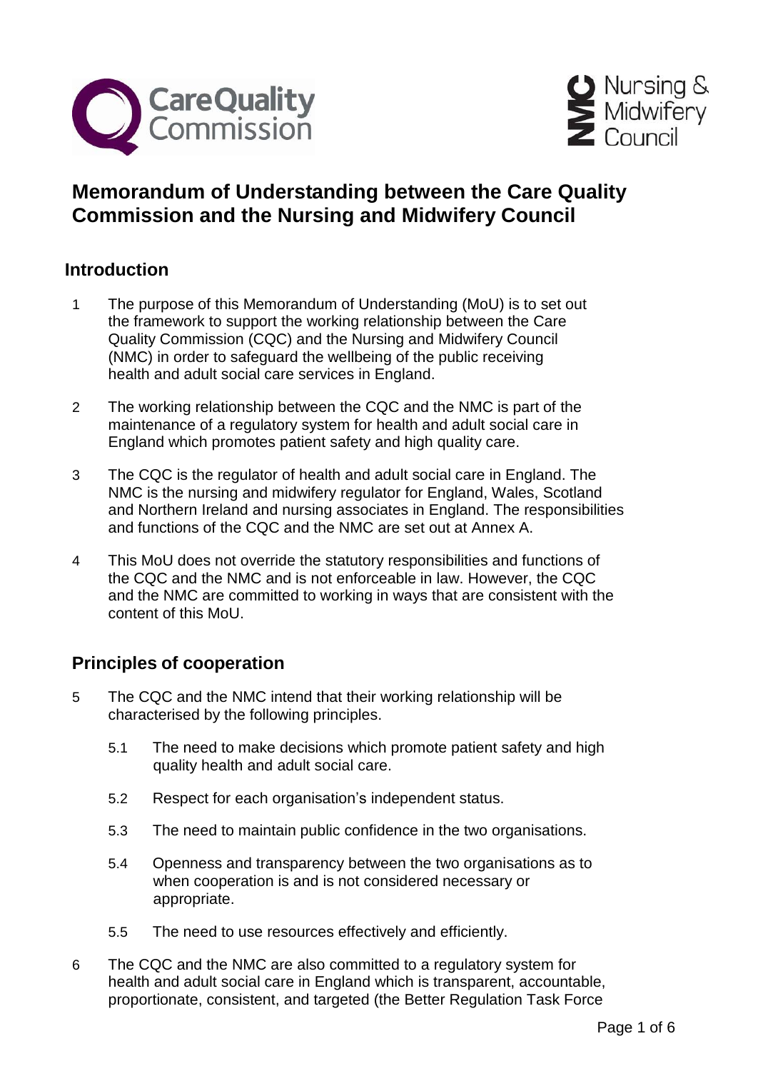# Memorandum of Understanding between the Care Quality Commission and the Nursing and Midwifery Council

## Introduction

1. The purpose of this Memorandum of Understanding (MoU) is to set out the framework to support the working relationship between the Care Quality Commission (CQC) and the Nursing and Midwifery Council (NMC) in order to safeguard the wellbeing of the public receiving health and adult social care services in England.

2. The working relationship between the CQC and the NMC is part of the maintenance of a regulatory system for health and adult social care in England which promotes patient safety and high quality care.

3. The CQC is the regulator of health and adult social care in England. The NMC is the nursing and midwifery regulator for England, Wales, Scotland and Northern Ireland and nursing associates in England. The responsibilities and functions of the CQC and the NMC are set out at Annex A.

4. This MoU does not override the statutory responsibilities and functions of the CQC and the NMC and is not enforceable in law. However, the CQC and the NMC are committed to working in ways that are consistent with the content of this MoU.

## Principles of cooperation

5. The CQC and the NMC intend that their working relationship will be characterised by the following principles.

   5.1 The need to make decisions which promote patient safety and high quality health and adult social care.

   5.2 Respect for each organisation's independent status.

   5.3 The need to maintain public confidence in the two organisations.

   5.4 Openness and transparency between the two organisations as to when cooperation is and is not considered necessary or appropriate.

   5.5 The need to use resources effectively and efficiently.

6. The CQC and the NMC are also committed to a regulatory system for health and adult social care in England which is transparent, accountable, proportionate, consistent, and targeted (the Better Regulation Task Force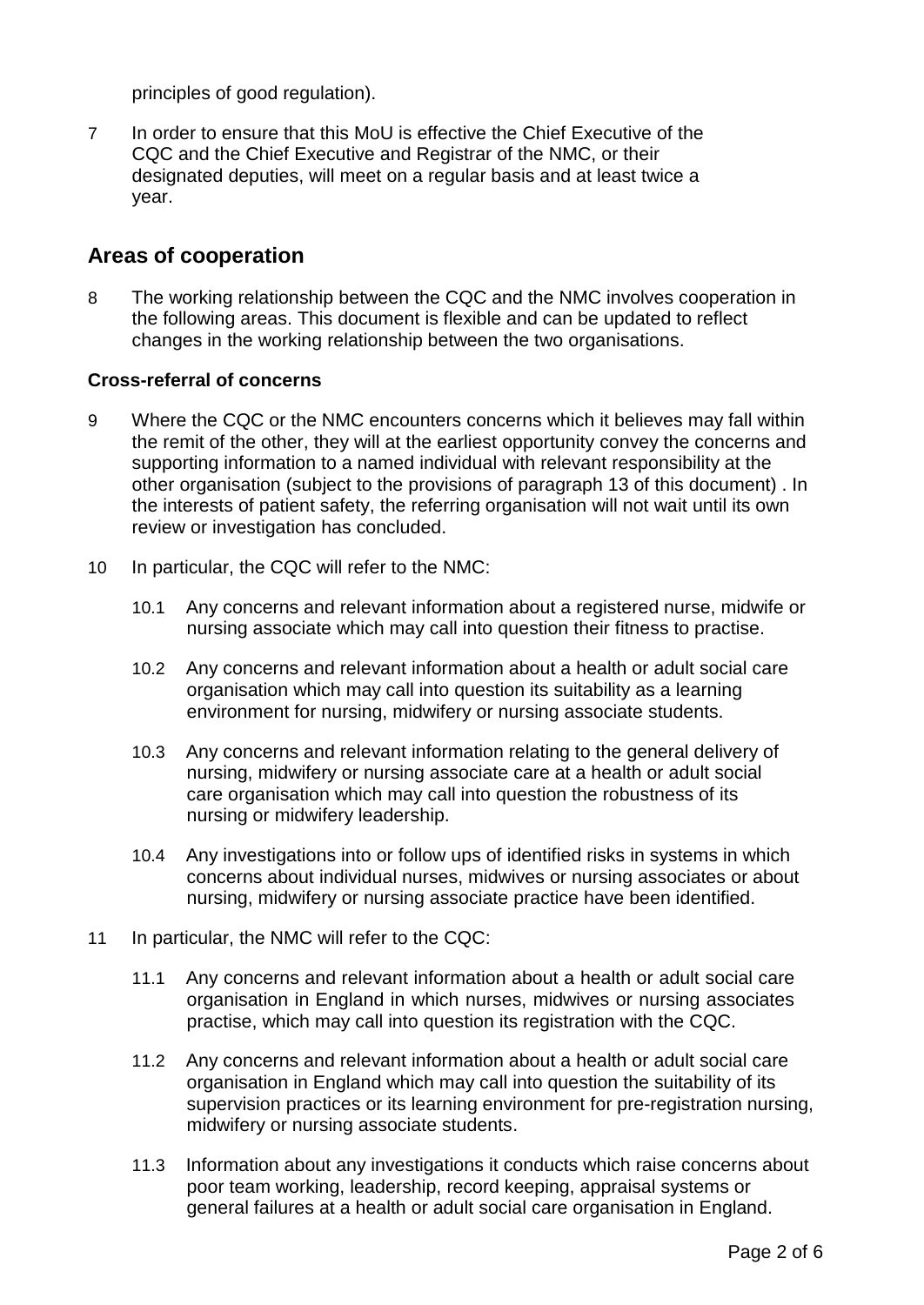principles of good regulation).

7 In order to ensure that this MoU is effective the Chief Executive of the CQC and the Chief Executive and Registrar of the NMC, or their designated deputies, will meet on a regular basis and at least twice a year.

## Areas of cooperation

8 The working relationship between the CQC and the NMC involves cooperation in the following areas. This document is flexible and can be updated to reflect changes in the working relationship between the two organisations.

### Cross-referral of concerns

9 Where the CQC or the NMC encounters concerns which it believes may fall within the remit of the other, they will at the earliest opportunity convey the concerns and supporting information to a named individual with relevant responsibility at the other organisation (subject to the provisions of paragraph 13 of this document) . In the interests of patient safety, the referring organisation will not wait until its own review or investigation has concluded.

10 In particular, the CQC will refer to the NMC:

10.1 Any concerns and relevant information about a registered nurse, midwife or nursing associate which may call into question their fitness to practise.

10.2 Any concerns and relevant information about a health or adult social care organisation which may call into question its suitability as a learning environment for nursing, midwifery or nursing associate students.

10.3 Any concerns and relevant information relating to the general delivery of nursing, midwifery or nursing associate care at a health or adult social care organisation which may call into question the robustness of its nursing or midwifery leadership.

10.4 Any investigations into or follow ups of identified risks in systems in which concerns about individual nurses, midwives or nursing associates or about nursing, midwifery or nursing associate practice have been identified.

11 In particular, the NMC will refer to the CQC:

11.1 Any concerns and relevant information about a health or adult social care organisation in England in which nurses, midwives or nursing associates practise, which may call into question its registration with the CQC.

11.2 Any concerns and relevant information about a health or adult social care organisation in England which may call into question the suitability of its supervision practices or its learning environment for pre-registration nursing, midwifery or nursing associate students.

11.3 Information about any investigations it conducts which raise concerns about poor team working, leadership, record keeping, appraisal systems or general failures at a health or adult social care organisation in England.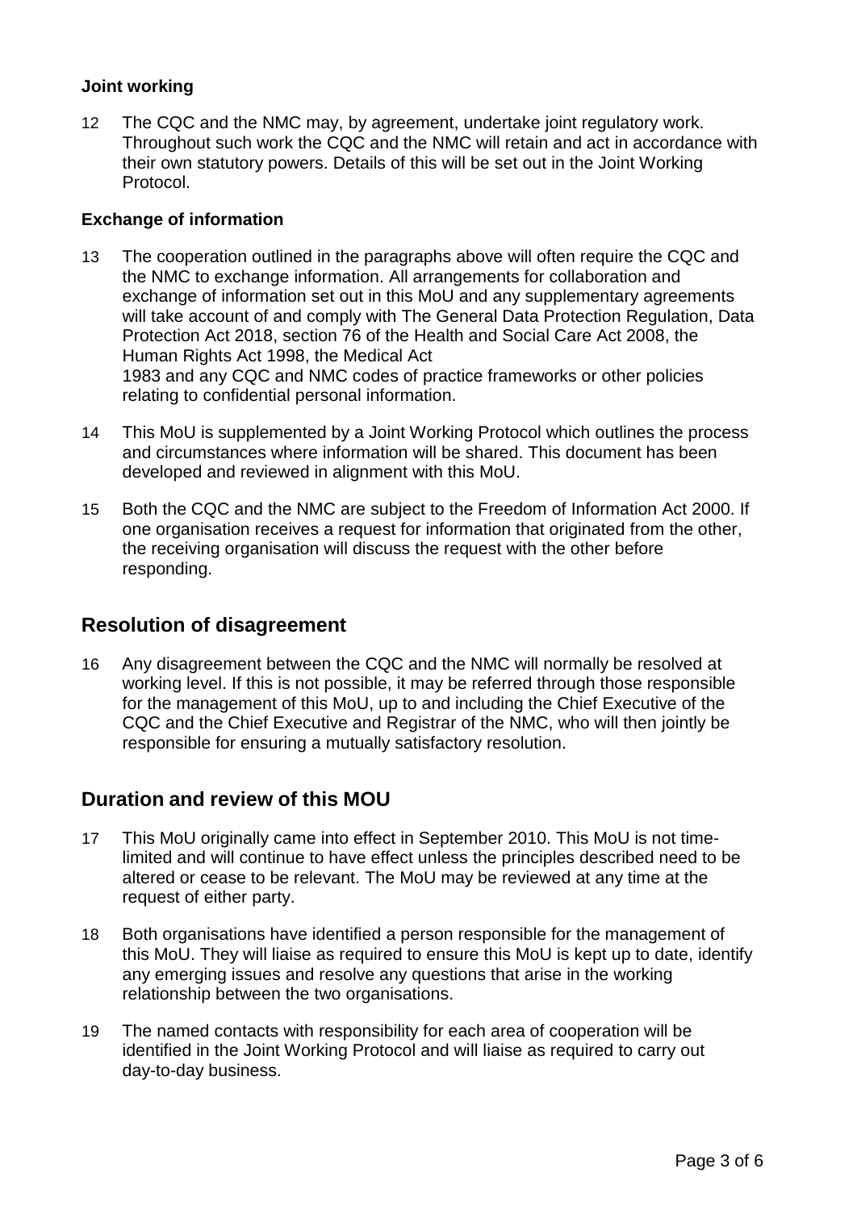### Joint working

12 The CQC and the NMC may, by agreement, undertake joint regulatory work. Throughout such work the CQC and the NMC will retain and act in accordance with their own statutory powers. Details of this will be set out in the Joint Working Protocol.

### Exchange of information

13 The cooperation outlined in the paragraphs above will often require the CQC and the NMC to exchange information. All arrangements for collaboration and exchange of information set out in this MoU and any supplementary agreements will take account of and comply with The General Data Protection Regulation, Data Protection Act 2018, section 76 of the Health and Social Care Act 2008, the Human Rights Act 1998, the Medical Act 1983 and any CQC and NMC codes of practice frameworks or other policies relating to confidential personal information.

14 This MoU is supplemented by a Joint Working Protocol which outlines the process and circumstances where information will be shared. This document has been developed and reviewed in alignment with this MoU.

15 Both the CQC and the NMC are subject to the Freedom of Information Act 2000. If one organisation receives a request for information that originated from the other, the receiving organisation will discuss the request with the other before responding.

## Resolution of disagreement

16 Any disagreement between the CQC and the NMC will normally be resolved at working level. If this is not possible, it may be referred through those responsible for the management of this MoU, up to and including the Chief Executive of the CQC and the Chief Executive and Registrar of the NMC, who will then jointly be responsible for ensuring a mutually satisfactory resolution.

## Duration and review of this MOU

17 This MoU originally came into effect in September 2010. This MoU is not time-limited and will continue to have effect unless the principles described need to be altered or cease to be relevant. The MoU may be reviewed at any time at the request of either party.

18 Both organisations have identified a person responsible for the management of this MoU. They will liaise as required to ensure this MoU is kept up to date, identify any emerging issues and resolve any questions that arise in the working relationship between the two organisations.

19 The named contacts with responsibility for each area of cooperation will be identified in the Joint Working Protocol and will liaise as required to carry out day-to-day business.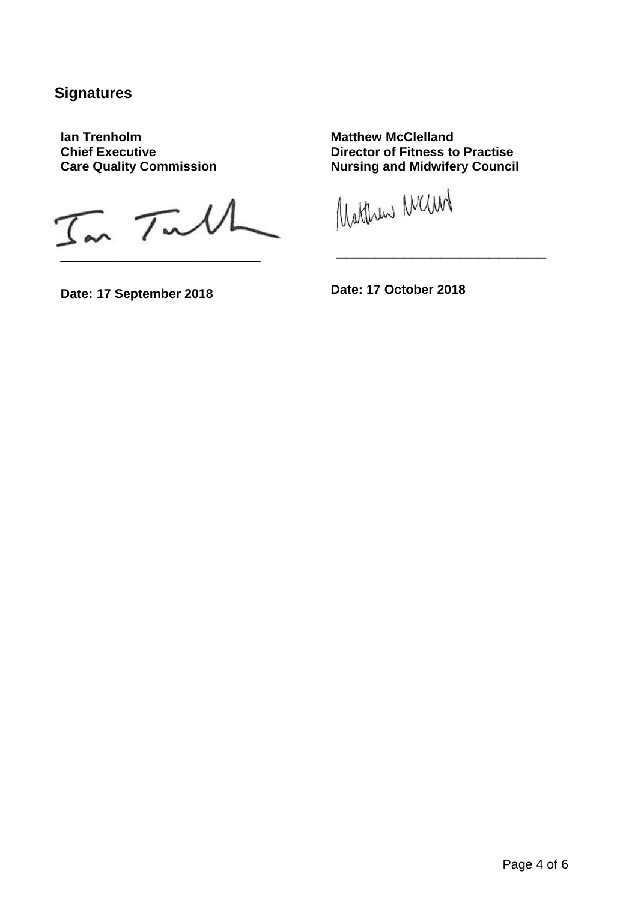## Signatures

**Ian Trenholm**
**Chief Executive**
**Care Quality Commission**

___________________________

**Date: 17 September 2018**

**Matthew McClelland**
**Director of Fitness to Practise**
**Nursing and Midwifery Council**

___________________________

**Date: 17 October 2018**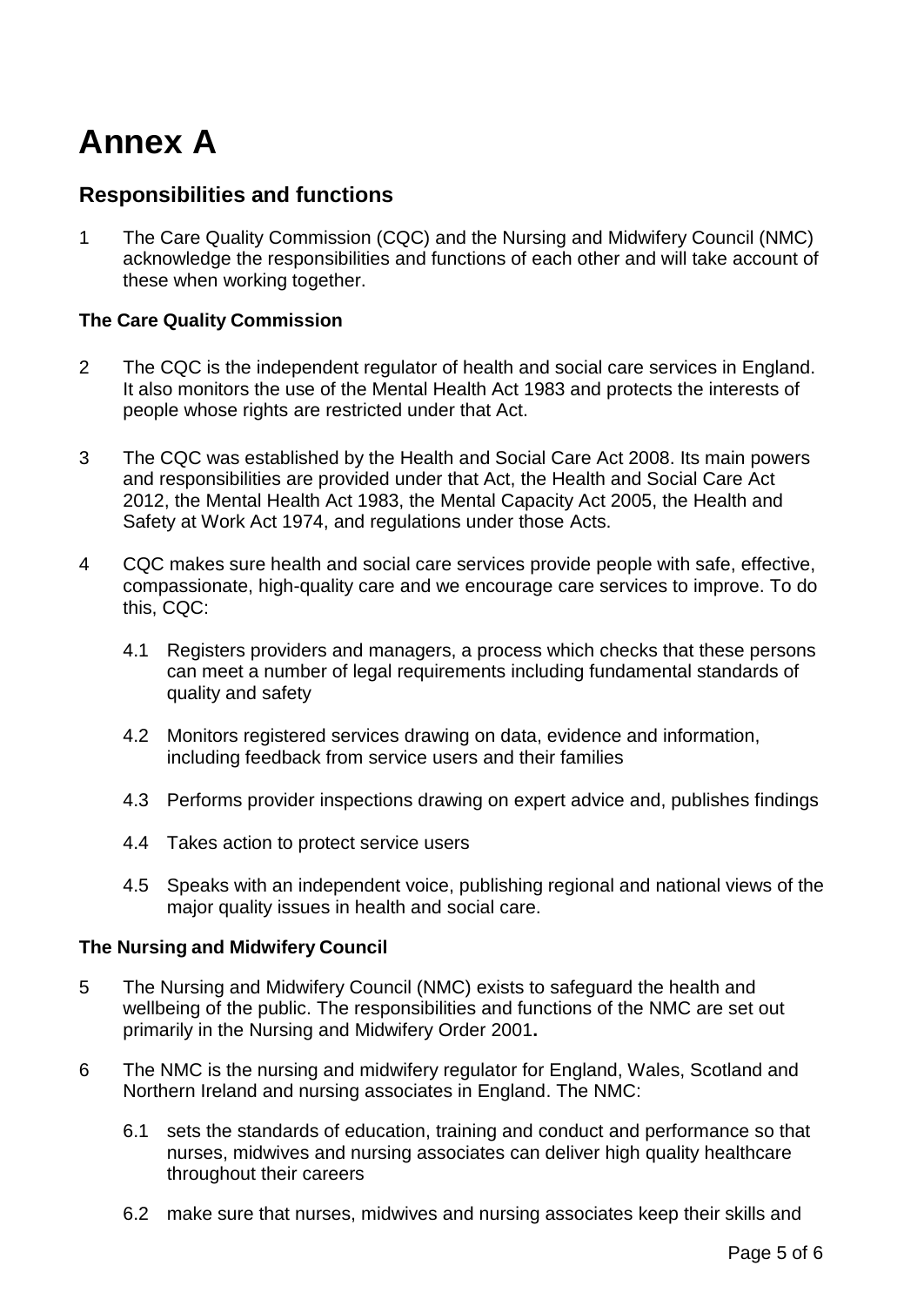# Annex A

## Responsibilities and functions

1 The Care Quality Commission (CQC) and the Nursing and Midwifery Council (NMC) acknowledge the responsibilities and functions of each other and will take account of these when working together.

### The Care Quality Commission

2 The CQC is the independent regulator of health and social care services in England. It also monitors the use of the Mental Health Act 1983 and protects the interests of people whose rights are restricted under that Act.

3 The CQC was established by the Health and Social Care Act 2008. Its main powers and responsibilities are provided under that Act, the Health and Social Care Act 2012, the Mental Health Act 1983, the Mental Capacity Act 2005, the Health and Safety at Work Act 1974, and regulations under those Acts.

4 CQC makes sure health and social care services provide people with safe, effective, compassionate, high-quality care and we encourage care services to improve. To do this, CQC:

4.1 Registers providers and managers, a process which checks that these persons can meet a number of legal requirements including fundamental standards of quality and safety

4.2 Monitors registered services drawing on data, evidence and information, including feedback from service users and their families

4.3 Performs provider inspections drawing on expert advice and, publishes findings

4.4 Takes action to protect service users

4.5 Speaks with an independent voice, publishing regional and national views of the major quality issues in health and social care.

### The Nursing and Midwifery Council

5 The Nursing and Midwifery Council (NMC) exists to safeguard the health and wellbeing of the public. The responsibilities and functions of the NMC are set out primarily in the Nursing and Midwifery Order 2001**.**

6 The NMC is the nursing and midwifery regulator for England, Wales, Scotland and Northern Ireland and nursing associates in England. The NMC:

6.1 sets the standards of education, training and conduct and performance so that nurses, midwives and nursing associates can deliver high quality healthcare throughout their careers

6.2 make sure that nurses, midwives and nursing associates keep their skills and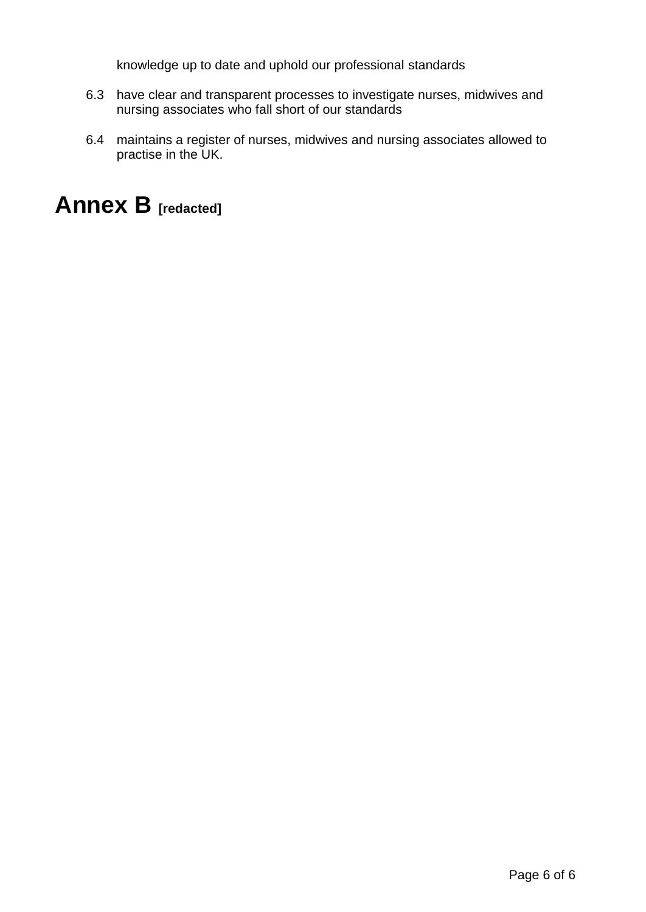knowledge up to date and uphold our professional standards

6.3 have clear and transparent processes to investigate nurses, midwives and nursing associates who fall short of our standards

6.4 maintains a register of nurses, midwives and nursing associates allowed to practise in the UK.

# Annex B [redacted]